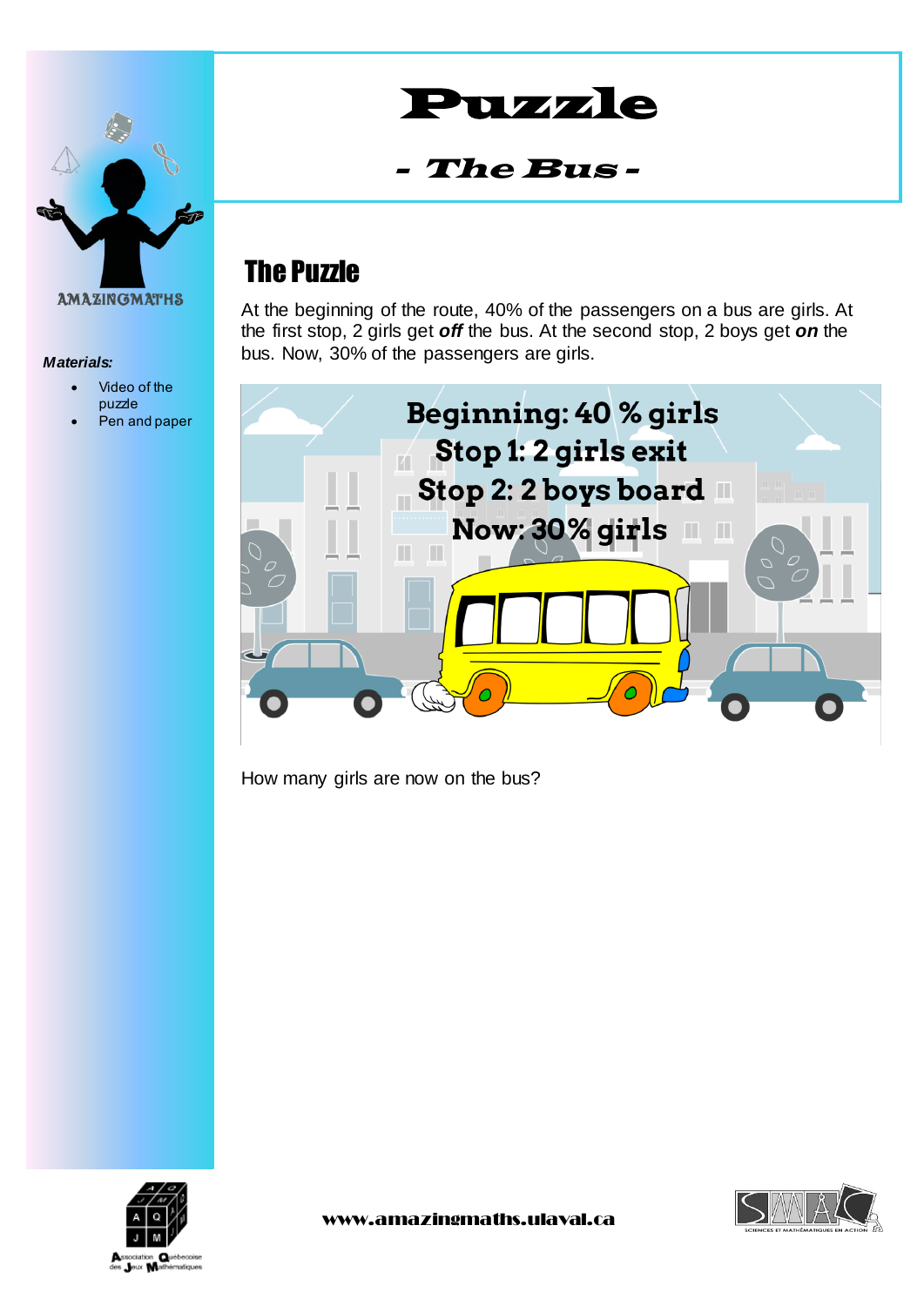# Puzzle

## - The Bus -

AMAZINGMATHS

***Materials:***

- Video of the puzzle
- Pen and paper

## The Puzzle

At the beginning of the route, 40% of the passengers on a bus are girls. At the first stop, 2 girls get ***off*** the bus. At the second stop, 2 boys get ***on*** the bus. Now, 30% of the passengers are girls.

**Beginning: 40 % girls**
**Stop 1: 2 girls exit**
**Stop 2: 2 boys board**
**Now: 30% girls**

How many girls are now on the bus?

www.amazingmaths.ulaval.ca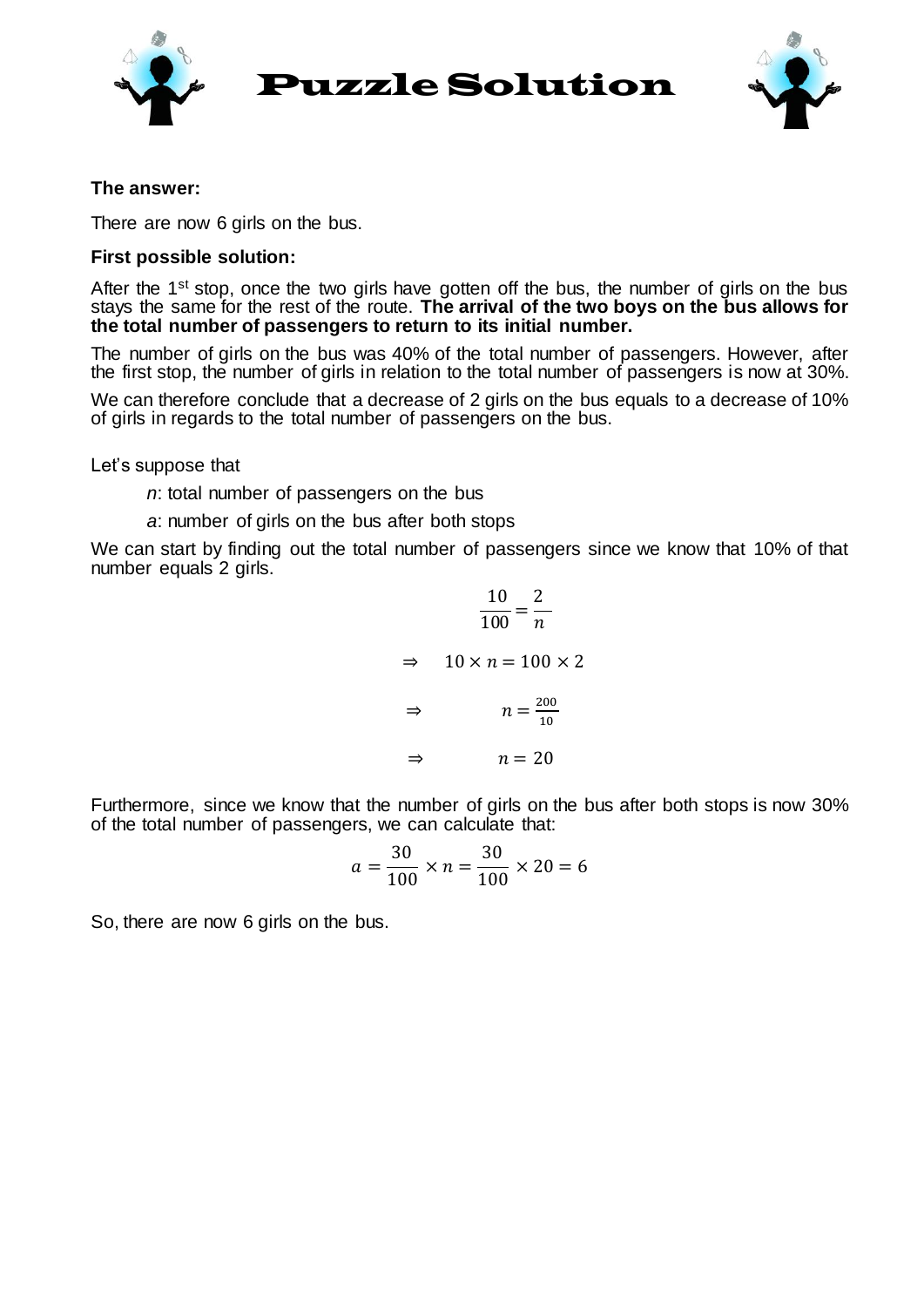# Puzzle Solution

**The answer:**

There are now 6 girls on the bus.

**First possible solution:**

After the 1st stop, once the two girls have gotten off the bus, the number of girls on the bus stays the same for the rest of the route. **The arrival of the two boys on the bus allows for the total number of passengers to return to its initial number.**

The number of girls on the bus was 40% of the total number of passengers. However, after the first stop, the number of girls in relation to the total number of passengers is now at 30%.

We can therefore conclude that a decrease of 2 girls on the bus equals to a decrease of 10% of girls in regards to the total number of passengers on the bus.

Let's suppose that

- *n*: total number of passengers on the bus
- *a*: number of girls on the bus after both stops

We can start by finding out the total number of passengers since we know that 10% of that number equals 2 girls.

$$\frac{10}{100} = \frac{2}{n}$$

$$\Rightarrow \quad 10 \times n = 100 \times 2$$

$$\Rightarrow \quad n = \frac{200}{10}$$

$$\Rightarrow \quad n = 20$$

Furthermore, since we know that the number of girls on the bus after both stops is now 30% of the total number of passengers, we can calculate that:

$$a = \frac{30}{100} \times n = \frac{30}{100} \times 20 = 6$$

So, there are now 6 girls on the bus.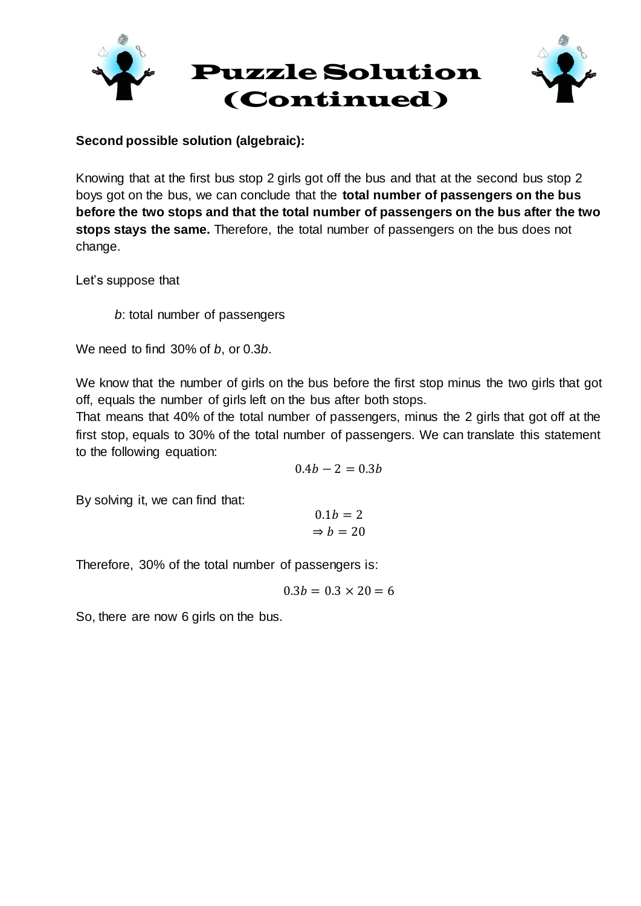# Puzzle Solution (Continued)

**Second possible solution (algebraic):**

Knowing that at the first bus stop 2 girls got off the bus and that at the second bus stop 2 boys got on the bus, we can conclude that the **total number of passengers on the bus before the two stops and that the total number of passengers on the bus after the two stops stays the same.** Therefore, the total number of passengers on the bus does not change.

Let's suppose that

$b$: total number of passengers

We need to find 30% of $b$, or $0.3b$.

We know that the number of girls on the bus before the first stop minus the two girls that got off, equals the number of girls left on the bus after both stops.

That means that 40% of the total number of passengers, minus the 2 girls that got off at the first stop, equals to 30% of the total number of passengers. We can translate this statement to the following equation:

$$0.4b - 2 = 0.3b$$

By solving it, we can find that:

$$0.1b = 2$$
$$\Rightarrow b = 20$$

Therefore, 30% of the total number of passengers is:

$$0.3b = 0.3 \times 20 = 6$$

So, there are now 6 girls on the bus.